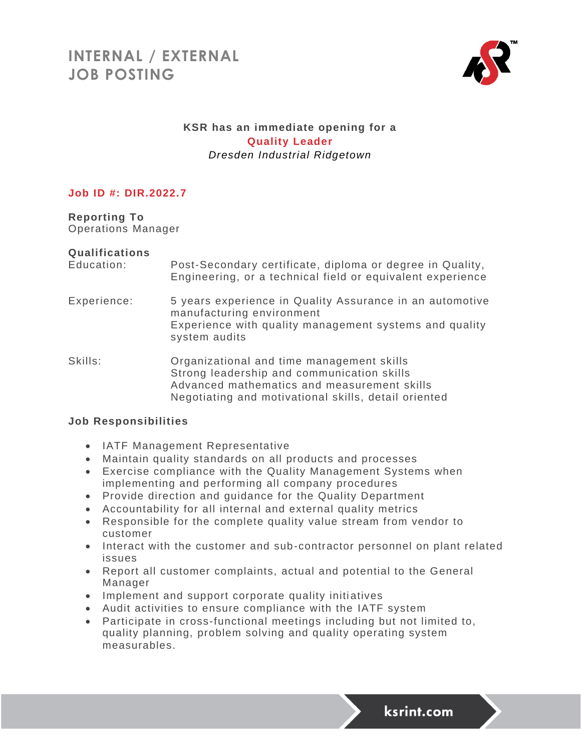# INTERNAL / EXTERNAL JOB POSTING

**KSR has an immediate opening for a**

**Quality Leader**

*Dresden Industrial Ridgetown*

**Job ID #: DIR.2022.7**

**Reporting To**

Operations Manager

**Qualifications**

| | |
|---|---|
| Education: | Post-Secondary certificate, diploma or degree in Quality, Engineering, or a technical field or equivalent experience |
| Experience: | 5 years experience in Quality Assurance in an automotive manufacturing environment<br>Experience with quality management systems and quality system audits |
| Skills: | Organizational and time management skills<br>Strong leadership and communication skills<br>Advanced mathematics and measurement skills<br>Negotiating and motivational skills, detail oriented |

**Job Responsibilities**

- IATF Management Representative
- Maintain quality standards on all products and processes
- Exercise compliance with the Quality Management Systems when implementing and performing all company procedures
- Provide direction and guidance for the Quality Department
- Accountability for all internal and external quality metrics
- Responsible for the complete quality value stream from vendor to customer
- Interact with the customer and sub-contractor personnel on plant related issues
- Report all customer complaints, actual and potential to the General Manager
- Implement and support corporate quality initiatives
- Audit activities to ensure compliance with the IATF system
- Participate in cross-functional meetings including but not limited to, quality planning, problem solving and quality operating system measurables.

ksrint.com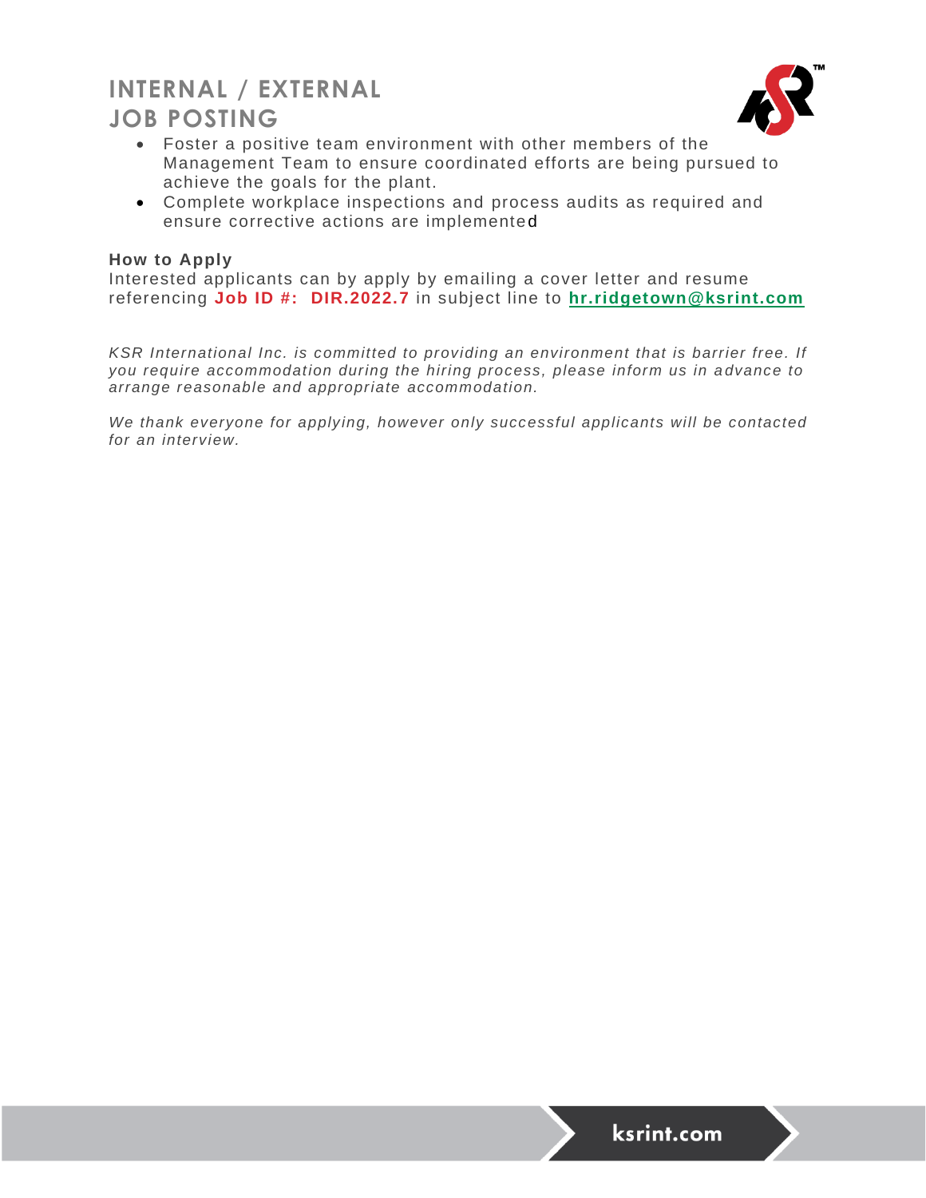- Foster a positive team environment with other members of the Management Team to ensure coordinated efforts are being pursued to achieve the goals for the plant.
- Complete workplace inspections and process audits as required and ensure corrective actions are implemented

**How to Apply**

Interested applicants can by apply by emailing a cover letter and resume referencing **Job ID #: DIR.2022.7** in subject line to **hr.ridgetown@ksrint.com**

*KSR International Inc. is committed to providing an environment that is barrier free. If you require accommodation during the hiring process, please inform us in advance to arrange reasonable and appropriate accommodation.*

*We thank everyone for applying, however only successful applicants will be contacted for an interview.*